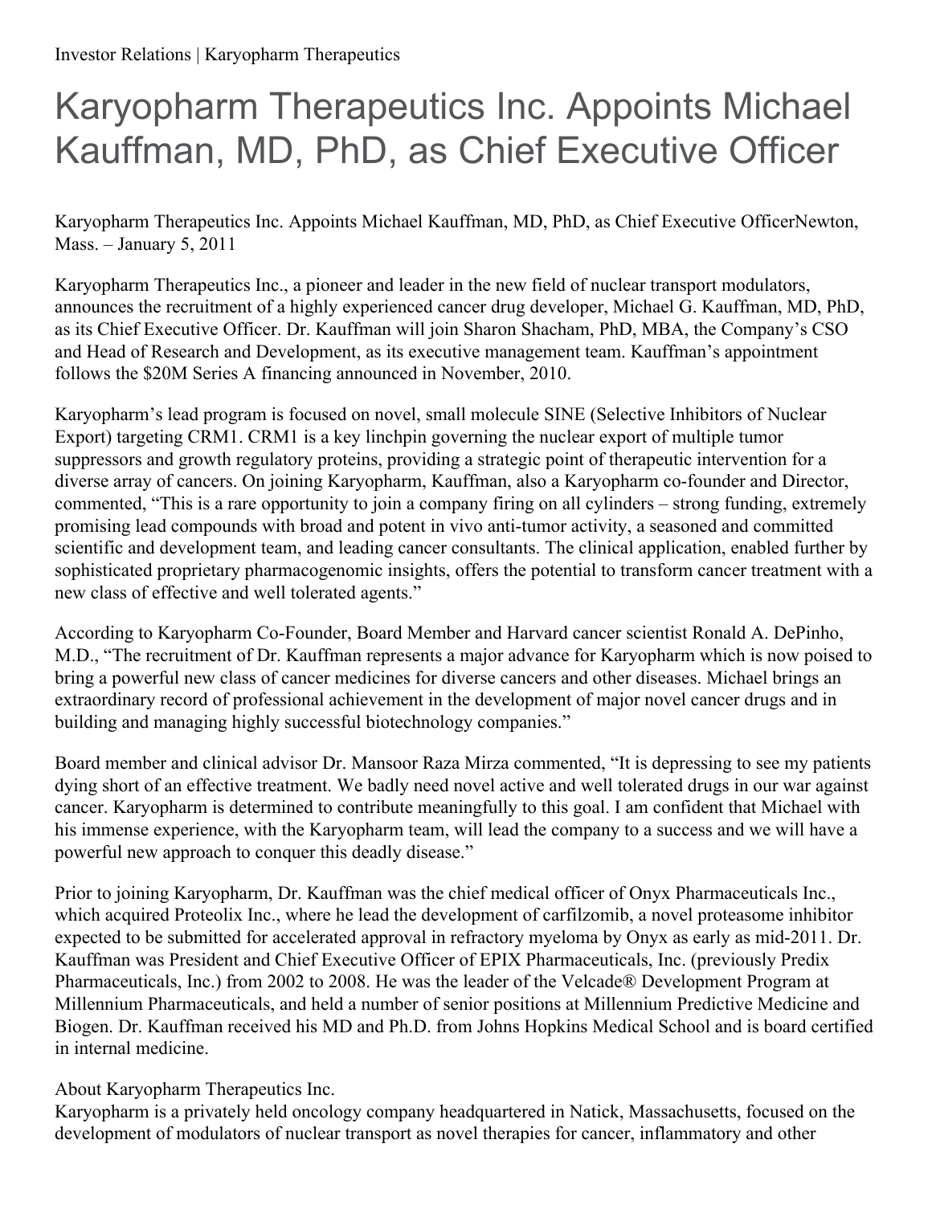# Karyopharm Therapeutics Inc. Appoints Michael Kauffman, MD, PhD, as Chief Executive Officer

Karyopharm Therapeutics Inc. Appoints Michael Kauffman, MD, PhD, as Chief Executive OfficerNewton, Mass. – January 5, 2011

Karyopharm Therapeutics Inc., a pioneer and leader in the new field of nuclear transport modulators, announces the recruitment of a highly experienced cancer drug developer, Michael G. Kauffman, MD, PhD, as its Chief Executive Officer. Dr. Kauffman will join Sharon Shacham, PhD, MBA, the Company's CSO and Head of Research and Development, as its executive management team. Kauffman's appointment follows the $20M Series A financing announced in November, 2010.

Karyopharm's lead program is focused on novel, small molecule SINE (Selective Inhibitors of Nuclear Export) targeting CRM1. CRM1 is a key linchpin governing the nuclear export of multiple tumor suppressors and growth regulatory proteins, providing a strategic point of therapeutic intervention for a diverse array of cancers. On joining Karyopharm, Kauffman, also a Karyopharm co-founder and Director, commented, "This is a rare opportunity to join a company firing on all cylinders – strong funding, extremely promising lead compounds with broad and potent in vivo anti-tumor activity, a seasoned and committed scientific and development team, and leading cancer consultants. The clinical application, enabled further by sophisticated proprietary pharmacogenomic insights, offers the potential to transform cancer treatment with a new class of effective and well tolerated agents."

According to Karyopharm Co-Founder, Board Member and Harvard cancer scientist Ronald A. DePinho, M.D., "The recruitment of Dr. Kauffman represents a major advance for Karyopharm which is now poised to bring a powerful new class of cancer medicines for diverse cancers and other diseases. Michael brings an extraordinary record of professional achievement in the development of major novel cancer drugs and in building and managing highly successful biotechnology companies."

Board member and clinical advisor Dr. Mansoor Raza Mirza commented, "It is depressing to see my patients dying short of an effective treatment. We badly need novel active and well tolerated drugs in our war against cancer. Karyopharm is determined to contribute meaningfully to this goal. I am confident that Michael with his immense experience, with the Karyopharm team, will lead the company to a success and we will have a powerful new approach to conquer this deadly disease."

Prior to joining Karyopharm, Dr. Kauffman was the chief medical officer of Onyx Pharmaceuticals Inc., which acquired Proteolix Inc., where he lead the development of carfilzomib, a novel proteasome inhibitor expected to be submitted for accelerated approval in refractory myeloma by Onyx as early as mid-2011. Dr. Kauffman was President and Chief Executive Officer of EPIX Pharmaceuticals, Inc. (previously Predix Pharmaceuticals, Inc.) from 2002 to 2008. He was the leader of the Velcade® Development Program at Millennium Pharmaceuticals, and held a number of senior positions at Millennium Predictive Medicine and Biogen. Dr. Kauffman received his MD and Ph.D. from Johns Hopkins Medical School and is board certified in internal medicine.

About Karyopharm Therapeutics Inc.

Karyopharm is a privately held oncology company headquartered in Natick, Massachusetts, focused on the development of modulators of nuclear transport as novel therapies for cancer, inflammatory and other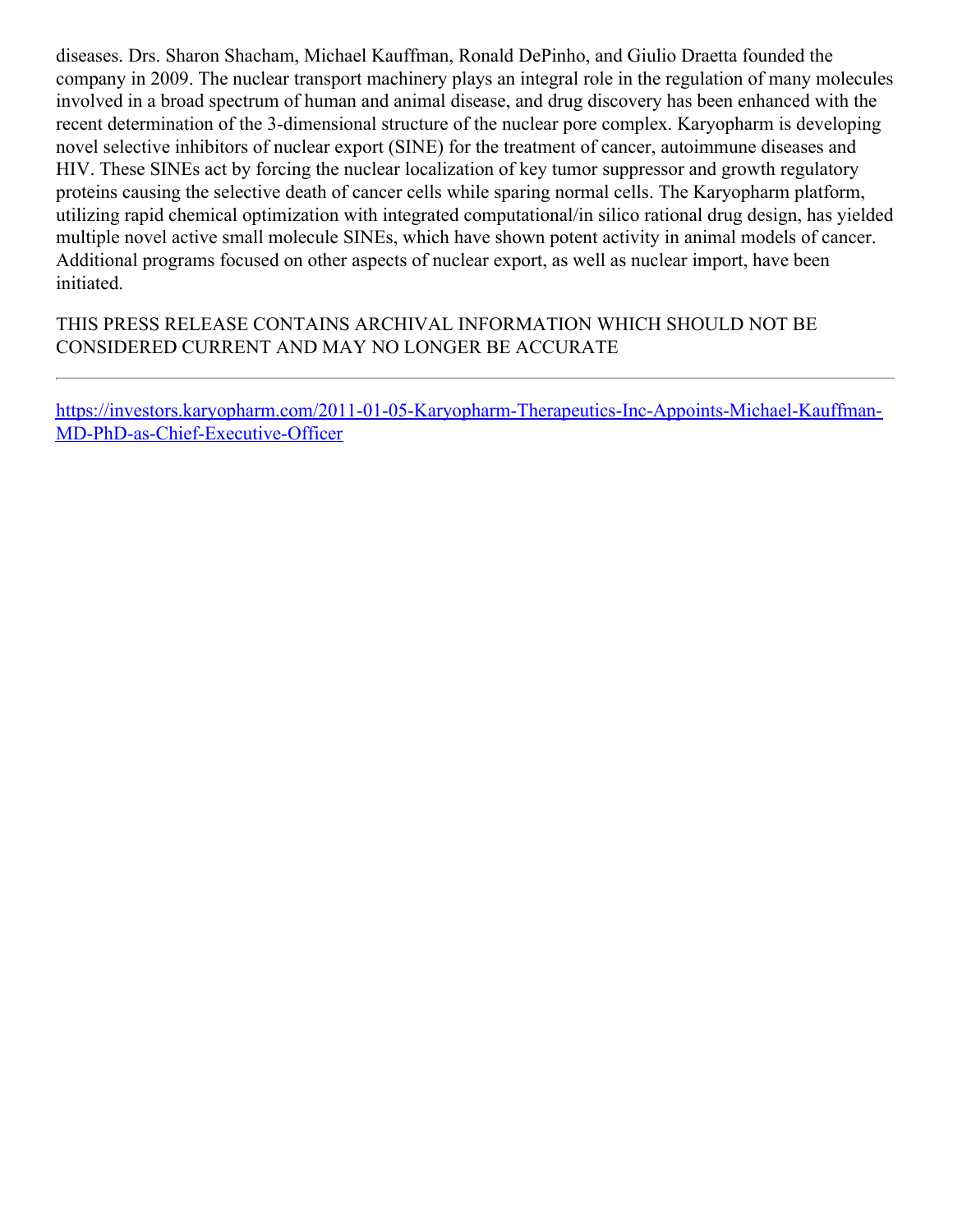diseases. Drs. Sharon Shacham, Michael Kauffman, Ronald DePinho, and Giulio Draetta founded the company in 2009. The nuclear transport machinery plays an integral role in the regulation of many molecules involved in a broad spectrum of human and animal disease, and drug discovery has been enhanced with the recent determination of the 3-dimensional structure of the nuclear pore complex. Karyopharm is developing novel selective inhibitors of nuclear export (SINE) for the treatment of cancer, autoimmune diseases and HIV. These SINEs act by forcing the nuclear localization of key tumor suppressor and growth regulatory proteins causing the selective death of cancer cells while sparing normal cells. The Karyopharm platform, utilizing rapid chemical optimization with integrated computational/in silico rational drug design, has yielded multiple novel active small molecule SINEs, which have shown potent activity in animal models of cancer. Additional programs focused on other aspects of nuclear export, as well as nuclear import, have been initiated.

THIS PRESS RELEASE CONTAINS ARCHIVAL INFORMATION WHICH SHOULD NOT BE CONSIDERED CURRENT AND MAY NO LONGER BE ACCURATE

---

https://investors.karyopharm.com/2011-01-05-Karyopharm-Therapeutics-Inc-Appoints-Michael-Kauffman-MD-PhD-as-Chief-Executive-Officer